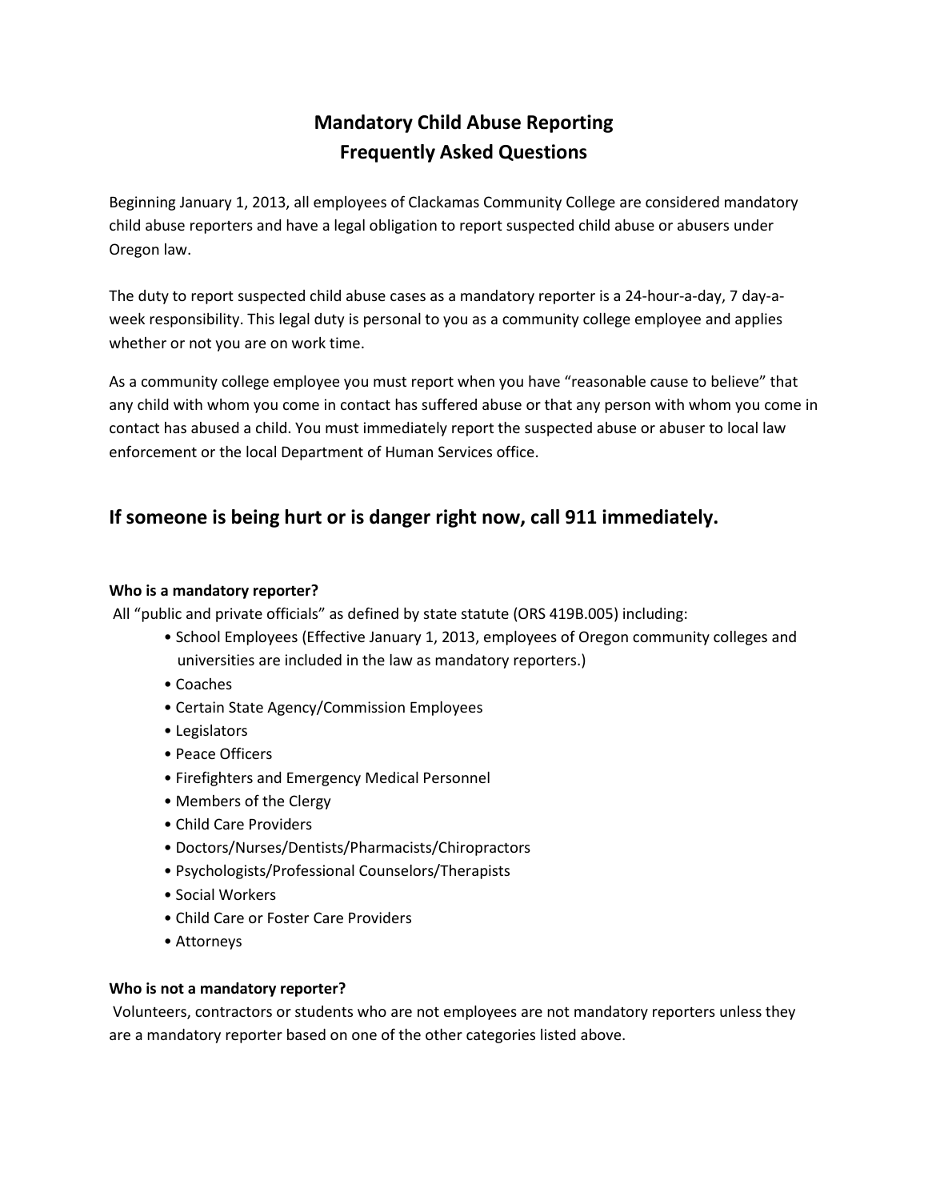# Mandatory Child Abuse Reporting
# Frequently Asked Questions

Beginning January 1, 2013, all employees of Clackamas Community College are considered mandatory child abuse reporters and have a legal obligation to report suspected child abuse or abusers under Oregon law.

The duty to report suspected child abuse cases as a mandatory reporter is a 24-hour-a-day, 7 day-a-week responsibility. This legal duty is personal to you as a community college employee and applies whether or not you are on work time.

As a community college employee you must report when you have "reasonable cause to believe" that any child with whom you come in contact has suffered abuse or that any person with whom you come in contact has abused a child. You must immediately report the suspected abuse or abuser to local law enforcement or the local Department of Human Services office.

## If someone is being hurt or is danger right now, call 911 immediately.

**Who is a mandatory reporter?**

All "public and private officials" as defined by state statute (ORS 419B.005) including:

- School Employees (Effective January 1, 2013, employees of Oregon community colleges and universities are included in the law as mandatory reporters.)
- Coaches
- Certain State Agency/Commission Employees
- Legislators
- Peace Officers
- Firefighters and Emergency Medical Personnel
- Members of the Clergy
- Child Care Providers
- Doctors/Nurses/Dentists/Pharmacists/Chiropractors
- Psychologists/Professional Counselors/Therapists
- Social Workers
- Child Care or Foster Care Providers
- Attorneys

**Who is not a mandatory reporter?**

Volunteers, contractors or students who are not employees are not mandatory reporters unless they are a mandatory reporter based on one of the other categories listed above.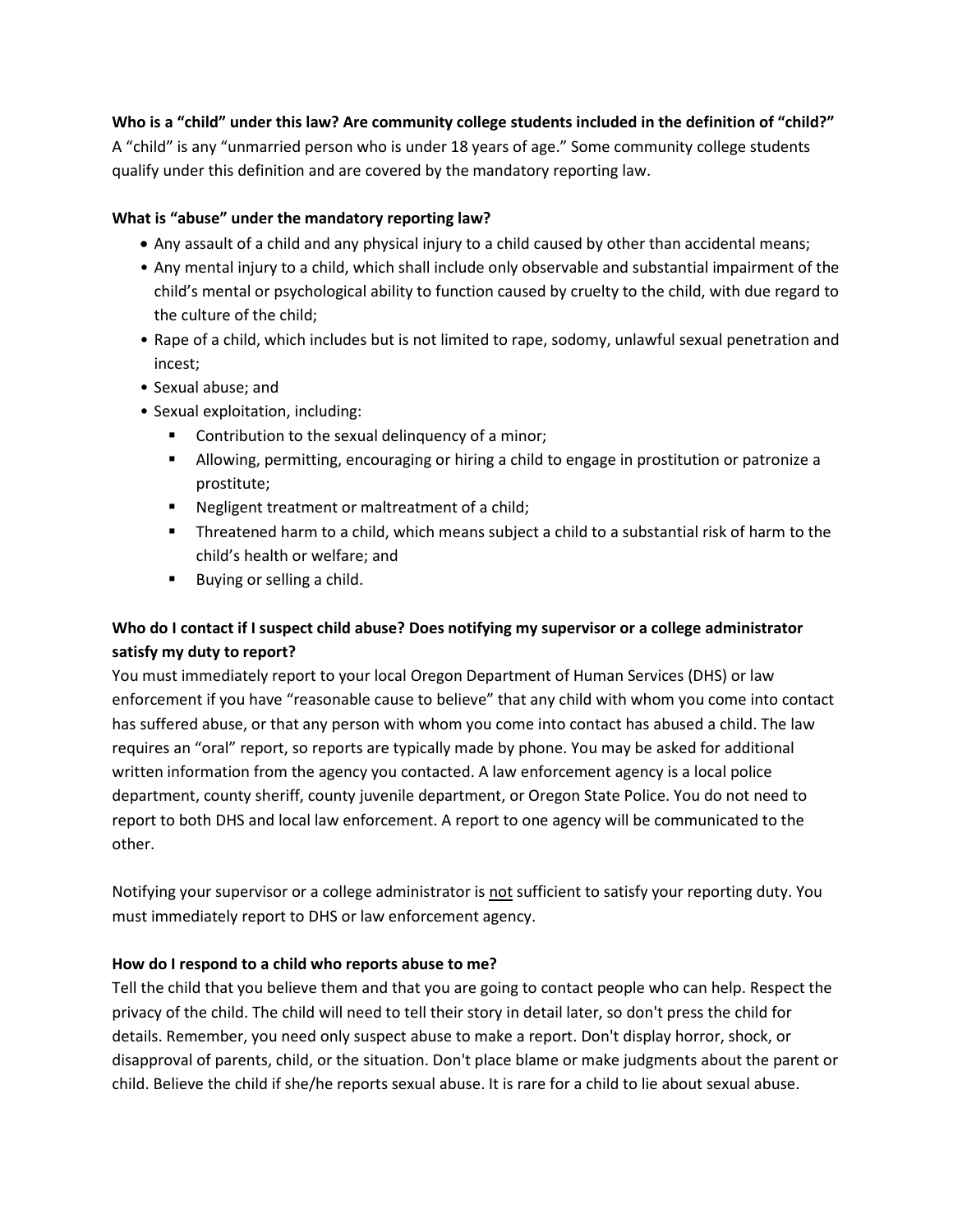**Who is a "child" under this law? Are community college students included in the definition of "child?"**
A "child" is any "unmarried person who is under 18 years of age." Some community college students qualify under this definition and are covered by the mandatory reporting law.

**What is "abuse" under the mandatory reporting law?**

- Any assault of a child and any physical injury to a child caused by other than accidental means;
- Any mental injury to a child, which shall include only observable and substantial impairment of the child's mental or psychological ability to function caused by cruelty to the child, with due regard to the culture of the child;
- Rape of a child, which includes but is not limited to rape, sodomy, unlawful sexual penetration and incest;
- Sexual abuse; and
- Sexual exploitation, including:
  - Contribution to the sexual delinquency of a minor;
  - Allowing, permitting, encouraging or hiring a child to engage in prostitution or patronize a prostitute;
  - Negligent treatment or maltreatment of a child;
  - Threatened harm to a child, which means subject a child to a substantial risk of harm to the child's health or welfare; and
  - Buying or selling a child.

**Who do I contact if I suspect child abuse? Does notifying my supervisor or a college administrator satisfy my duty to report?**
You must immediately report to your local Oregon Department of Human Services (DHS) or law enforcement if you have "reasonable cause to believe" that any child with whom you come into contact has suffered abuse, or that any person with whom you come into contact has abused a child. The law requires an "oral" report, so reports are typically made by phone. You may be asked for additional written information from the agency you contacted. A law enforcement agency is a local police department, county sheriff, county juvenile department, or Oregon State Police. You do not need to report to both DHS and local law enforcement. A report to one agency will be communicated to the other.

Notifying your supervisor or a college administrator is <u>not</u> sufficient to satisfy your reporting duty. You must immediately report to DHS or law enforcement agency.

**How do I respond to a child who reports abuse to me?**
Tell the child that you believe them and that you are going to contact people who can help. Respect the privacy of the child. The child will need to tell their story in detail later, so don't press the child for details. Remember, you need only suspect abuse to make a report. Don't display horror, shock, or disapproval of parents, child, or the situation. Don't place blame or make judgments about the parent or child. Believe the child if she/he reports sexual abuse. It is rare for a child to lie about sexual abuse.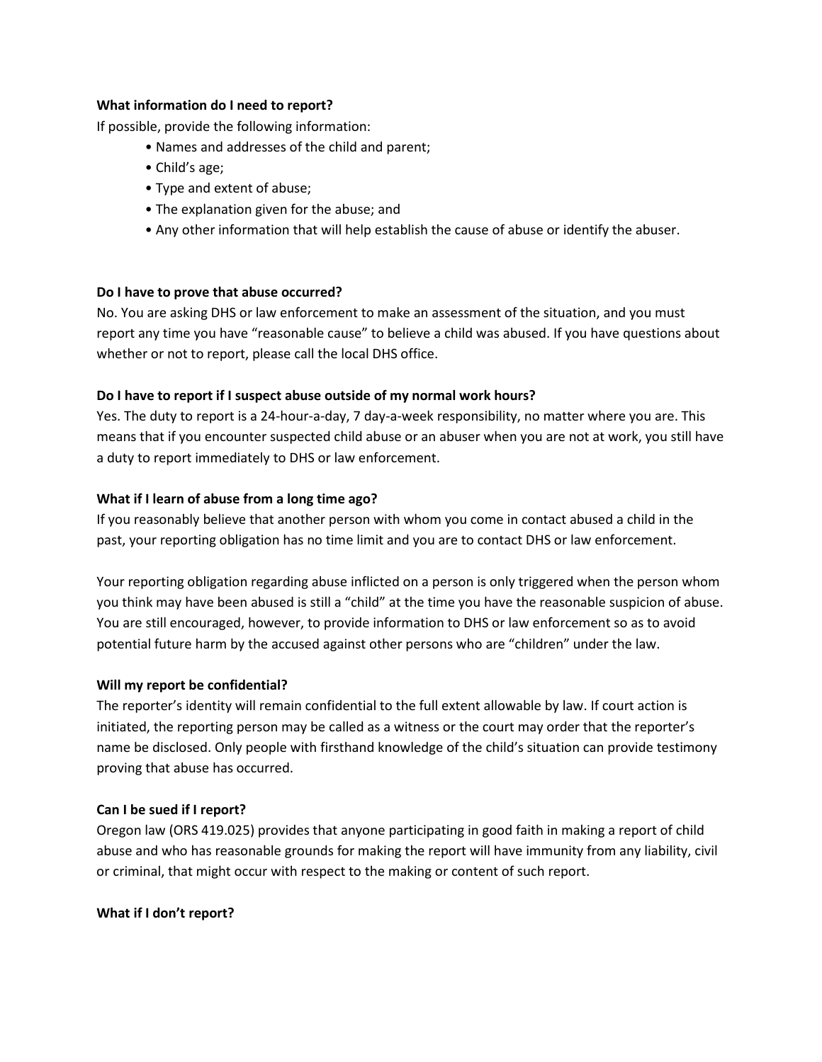**What information do I need to report?**

If possible, provide the following information:

- Names and addresses of the child and parent;
- Child's age;
- Type and extent of abuse;
- The explanation given for the abuse; and
- Any other information that will help establish the cause of abuse or identify the abuser.

**Do I have to prove that abuse occurred?**

No. You are asking DHS or law enforcement to make an assessment of the situation, and you must report any time you have "reasonable cause" to believe a child was abused. If you have questions about whether or not to report, please call the local DHS office.

**Do I have to report if I suspect abuse outside of my normal work hours?**

Yes. The duty to report is a 24-hour-a-day, 7 day-a-week responsibility, no matter where you are. This means that if you encounter suspected child abuse or an abuser when you are not at work, you still have a duty to report immediately to DHS or law enforcement.

**What if I learn of abuse from a long time ago?**

If you reasonably believe that another person with whom you come in contact abused a child in the past, your reporting obligation has no time limit and you are to contact DHS or law enforcement.

Your reporting obligation regarding abuse inflicted on a person is only triggered when the person whom you think may have been abused is still a "child" at the time you have the reasonable suspicion of abuse. You are still encouraged, however, to provide information to DHS or law enforcement so as to avoid potential future harm by the accused against other persons who are "children" under the law.

**Will my report be confidential?**

The reporter's identity will remain confidential to the full extent allowable by law. If court action is initiated, the reporting person may be called as a witness or the court may order that the reporter's name be disclosed. Only people with firsthand knowledge of the child's situation can provide testimony proving that abuse has occurred.

**Can I be sued if I report?**

Oregon law (ORS 419.025) provides that anyone participating in good faith in making a report of child abuse and who has reasonable grounds for making the report will have immunity from any liability, civil or criminal, that might occur with respect to the making or content of such report.

**What if I don't report?**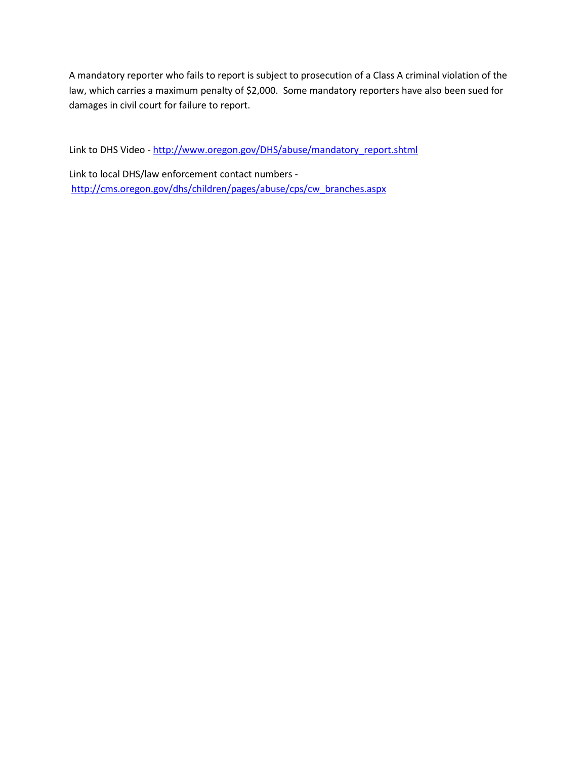A mandatory reporter who fails to report is subject to prosecution of a Class A criminal violation of the law, which carries a maximum penalty of $2,000. Some mandatory reporters have also been sued for damages in civil court for failure to report.

Link to DHS Video - [http://www.oregon.gov/DHS/abuse/mandatory_report.shtml](http://www.oregon.gov/DHS/abuse/mandatory_report.shtml)

Link to local DHS/law enforcement contact numbers - [http://cms.oregon.gov/dhs/children/pages/abuse/cps/cw_branches.aspx](http://cms.oregon.gov/dhs/children/pages/abuse/cps/cw_branches.aspx)